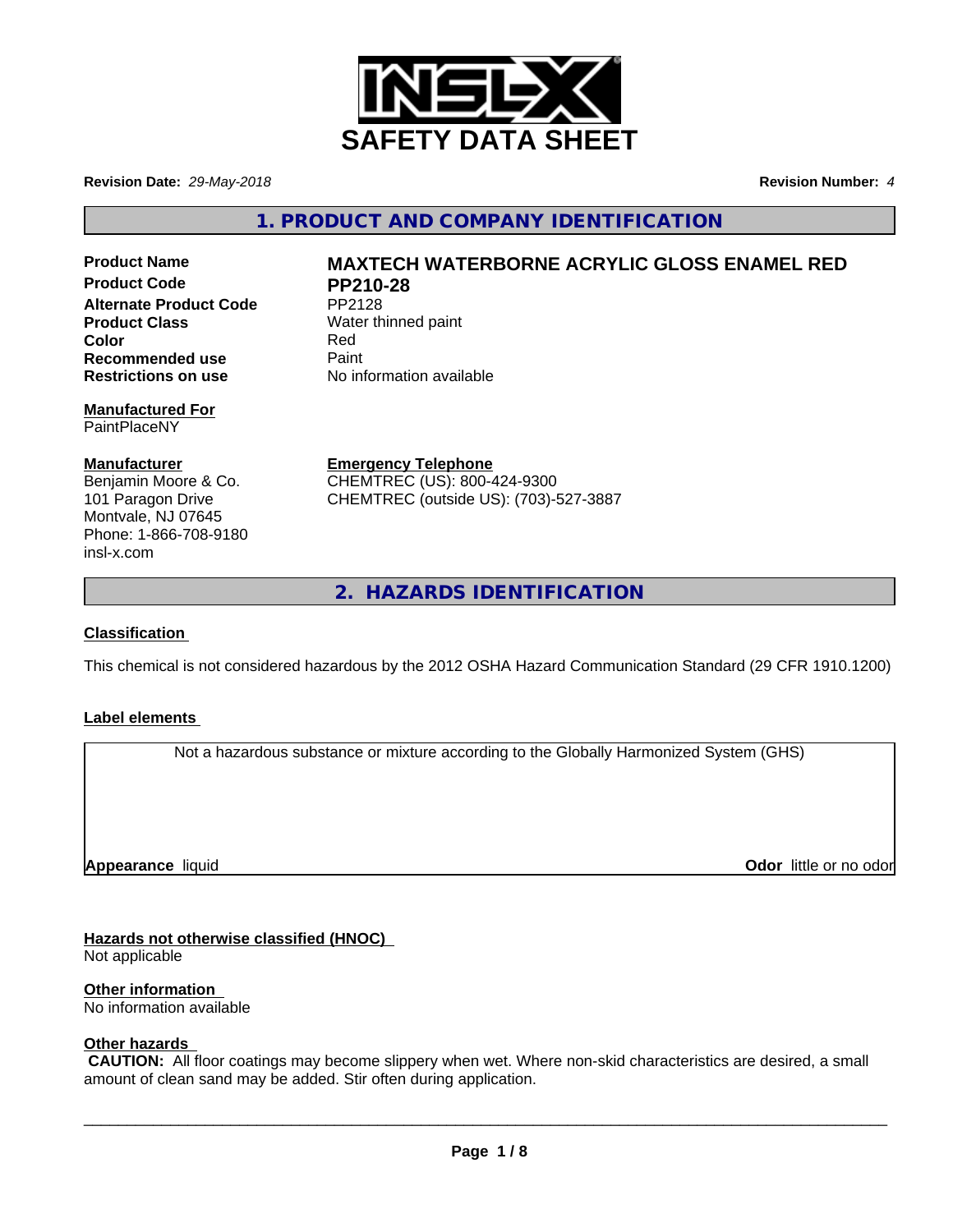# SAFETY DATA SHEET

**Revision Date:** *29-May-2018*

**Revision Number:** *4*

## 1. PRODUCT AND COMPANY IDENTIFICATION

| | |
|---|---|
| **Product Name** | **MAXTECH WATERBORNE ACRYLIC GLOSS ENAMEL RED** |
| **Product Code** | **PP210-28** |
| **Alternate Product Code** | PP2128 |
| **Product Class** | Water thinned paint |
| **Color** | Red |
| **Recommended use** | Paint |
| **Restrictions on use** | No information available |

**Manufactured For**
PaintPlaceNY

**Manufacturer**
Benjamin Moore & Co.
101 Paragon Drive
Montvale, NJ 07645
Phone: 1-866-708-9180
insl-x.com

**Emergency Telephone**
CHEMTREC (US): 800-424-9300
CHEMTREC (outside US): (703)-527-3887

## 2. HAZARDS IDENTIFICATION

**Classification**

This chemical is not considered hazardous by the 2012 OSHA Hazard Communication Standard (29 CFR 1910.1200)

**Label elements**

Not a hazardous substance or mixture according to the Globally Harmonized System (GHS)

**Appearance** liquid

**Odor** little or no odor

**Hazards not otherwise classified (HNOC)**
Not applicable

**Other information**
No information available

**Other hazards**
**CAUTION:** All floor coatings may become slippery when wet. Where non-skid characteristics are desired, a small amount of clean sand may be added. Stir often during application.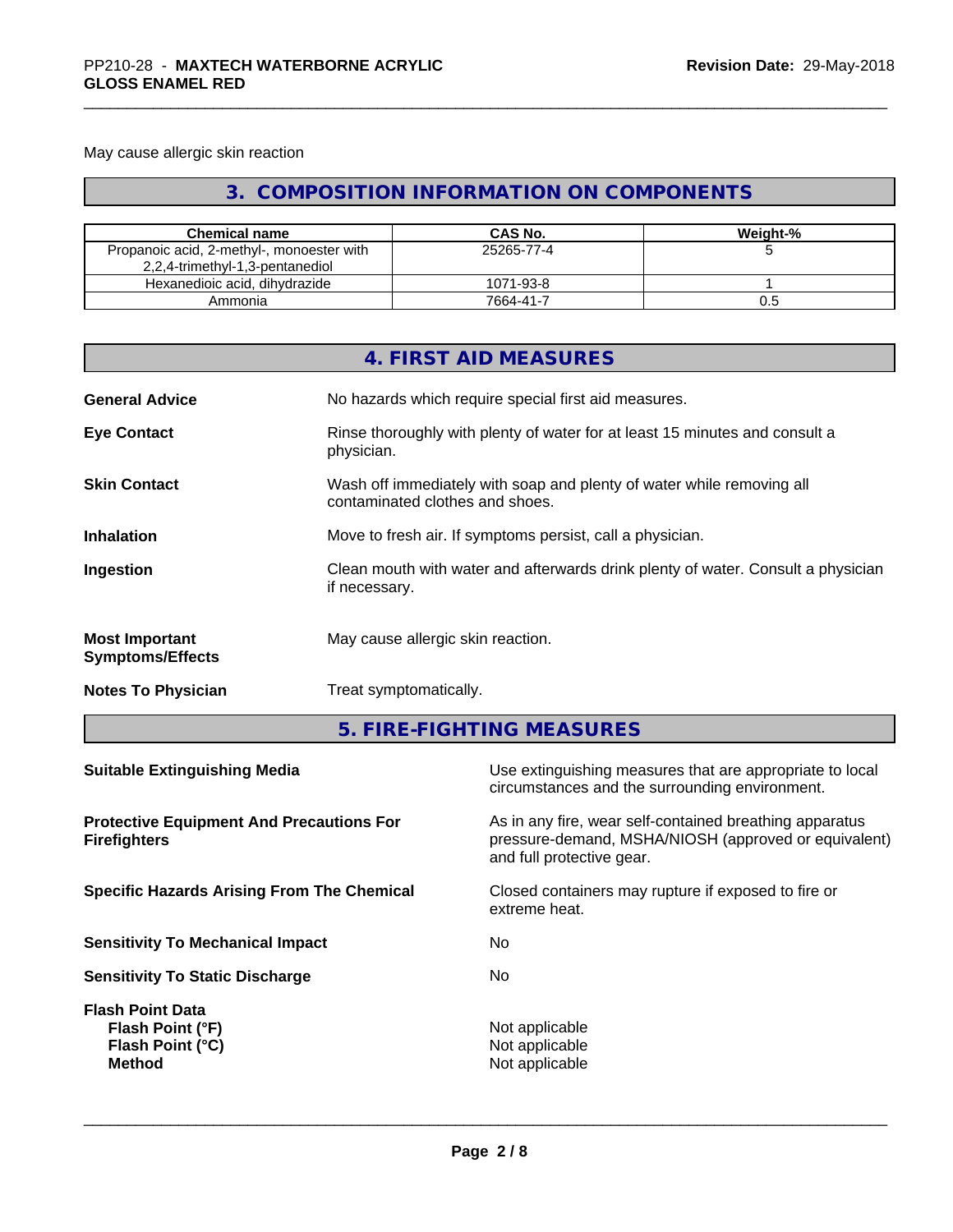May cause allergic skin reaction

## 3. COMPOSITION INFORMATION ON COMPONENTS

| Chemical name | CAS No. | Weight-% |
| --- | --- | --- |
| Propanoic acid, 2-methyl-, monoester with 2,2,4-trimethyl-1,3-pentanediol | 25265-77-4 | 5 |
| Hexanedioic acid, dihydrazide | 1071-93-8 | 1 |
| Ammonia | 7664-41-7 | 0.5 |

## 4. FIRST AID MEASURES

**General Advice**
No hazards which require special first aid measures.

**Eye Contact**
Rinse thoroughly with plenty of water for at least 15 minutes and consult a physician.

**Skin Contact**
Wash off immediately with soap and plenty of water while removing all contaminated clothes and shoes.

**Inhalation**
Move to fresh air. If symptoms persist, call a physician.

**Ingestion**
Clean mouth with water and afterwards drink plenty of water. Consult a physician if necessary.

**Most Important Symptoms/Effects**
May cause allergic skin reaction.

**Notes To Physician**
Treat symptomatically.

## 5. FIRE-FIGHTING MEASURES

**Suitable Extinguishing Media**
Use extinguishing measures that are appropriate to local circumstances and the surrounding environment.

**Protective Equipment And Precautions For Firefighters**
As in any fire, wear self-contained breathing apparatus pressure-demand, MSHA/NIOSH (approved or equivalent) and full protective gear.

**Specific Hazards Arising From The Chemical**
Closed containers may rupture if exposed to fire or extreme heat.

**Sensitivity To Mechanical Impact**
No

**Sensitivity To Static Discharge**
No

**Flash Point Data**

- **Flash Point (°F)**: Not applicable
- **Flash Point (°C)**: Not applicable
- **Method**: Not applicable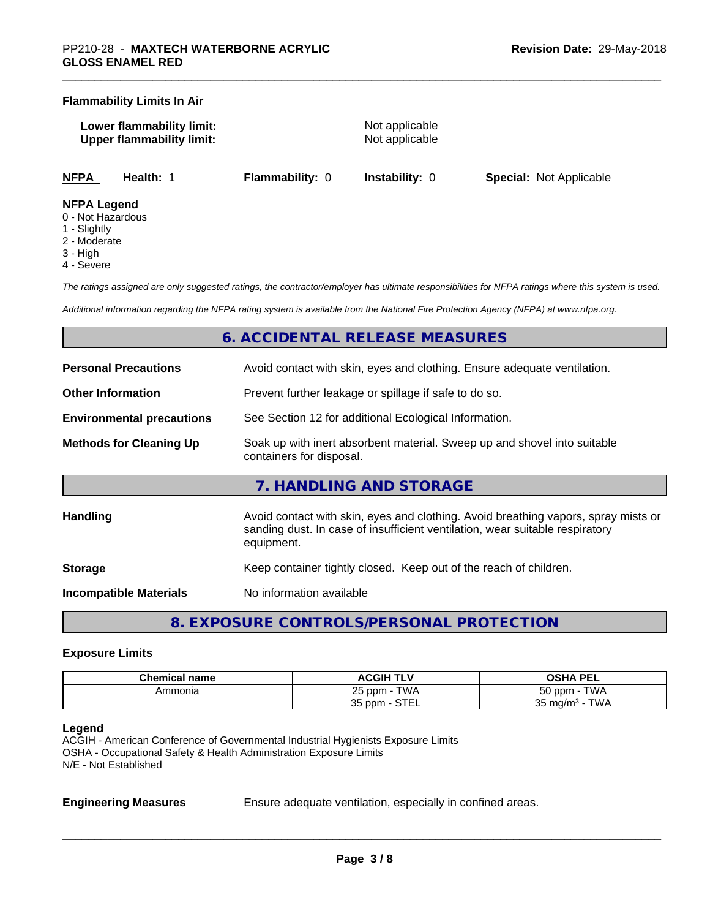**Flammability Limits In Air**

| | |
|---|---|
| **Lower flammability limit:** | Not applicable |
| **Upper flammability limit:** | Not applicable |

| **NFPA** | **Health:** 1 | **Flammability:** 0 | **Instability:** 0 | **Special:** Not Applicable |
|---|---|---|---|---|

**NFPA Legend**
0 - Not Hazardous
1 - Slightly
2 - Moderate
3 - High
4 - Severe

*The ratings assigned are only suggested ratings, the contractor/employer has ultimate responsibilities for NFPA ratings where this system is used.*

*Additional information regarding the NFPA rating system is available from the National Fire Protection Agency (NFPA) at www.nfpa.org.*

## 6. ACCIDENTAL RELEASE MEASURES

| | |
|---|---|
| **Personal Precautions** | Avoid contact with skin, eyes and clothing. Ensure adequate ventilation. |
| **Other Information** | Prevent further leakage or spillage if safe to do so. |
| **Environmental precautions** | See Section 12 for additional Ecological Information. |
| **Methods for Cleaning Up** | Soak up with inert absorbent material. Sweep up and shovel into suitable containers for disposal. |

## 7. HANDLING AND STORAGE

| | |
|---|---|
| **Handling** | Avoid contact with skin, eyes and clothing. Avoid breathing vapors, spray mists or sanding dust. In case of insufficient ventilation, wear suitable respiratory equipment. |
| **Storage** | Keep container tightly closed. Keep out of the reach of children. |
| **Incompatible Materials** | No information available |

## 8. EXPOSURE CONTROLS/PERSONAL PROTECTION

**Exposure Limits**

| Chemical name | ACGIH TLV | OSHA PEL |
|---|---|---|
| Ammonia | 25 ppm - TWA<br>35 ppm - STEL | 50 ppm - TWA<br>35 mg/m³ - TWA |

**Legend**
ACGIH - American Conference of Governmental Industrial Hygienists Exposure Limits
OSHA - Occupational Safety & Health Administration Exposure Limits
N/E - Not Established

| | |
|---|---|
| **Engineering Measures** | Ensure adequate ventilation, especially in confined areas. |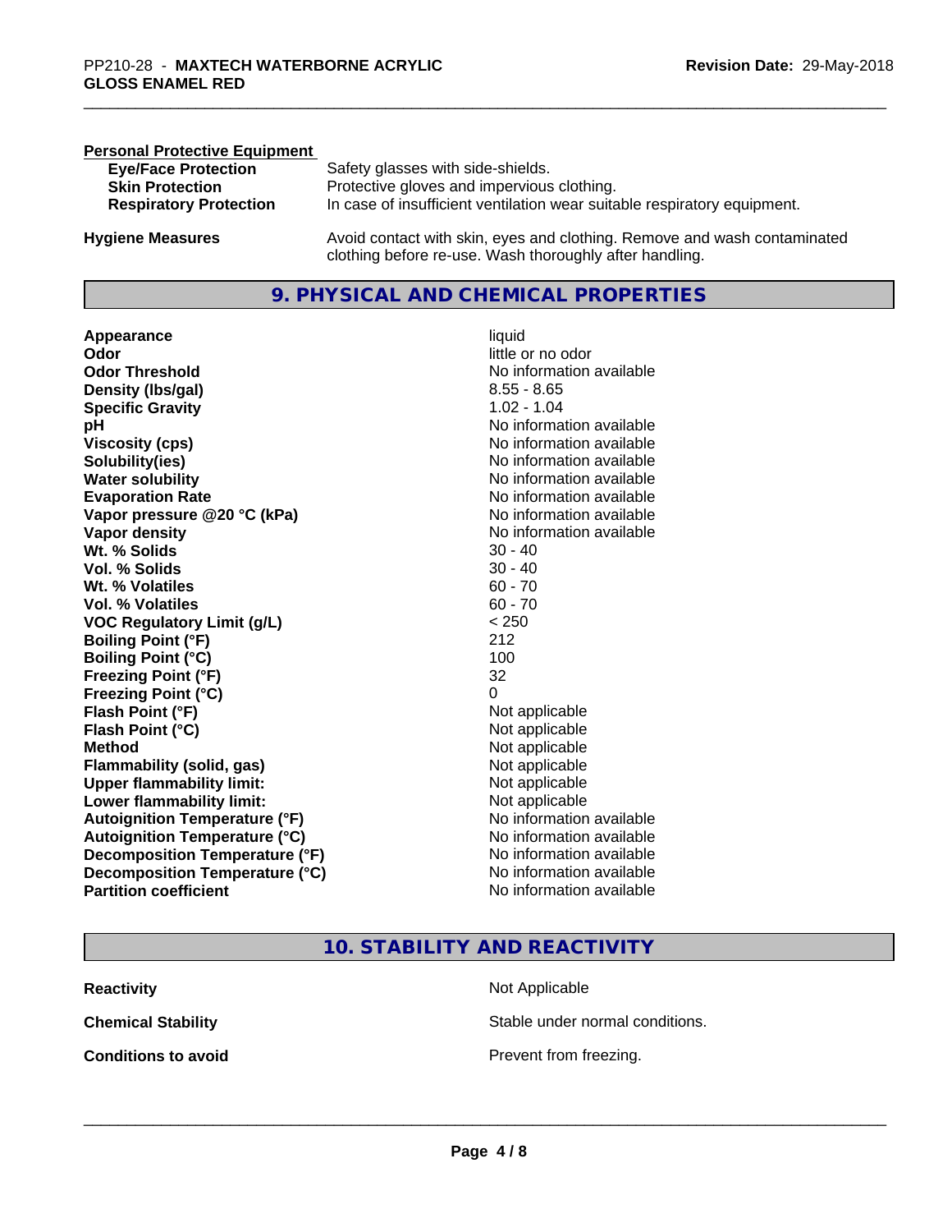**Personal Protective Equipment**

| | |
|---|---|
| **Eye/Face Protection** | Safety glasses with side-shields. |
| **Skin Protection** | Protective gloves and impervious clothing. |
| **Respiratory Protection** | In case of insufficient ventilation wear suitable respiratory equipment. |

**Hygiene Measures** — Avoid contact with skin, eyes and clothing. Remove and wash contaminated clothing before re-use. Wash thoroughly after handling.

## 9. PHYSICAL AND CHEMICAL PROPERTIES

| | |
|---|---|
| **Appearance** | liquid |
| **Odor** | little or no odor |
| **Odor Threshold** | No information available |
| **Density (lbs/gal)** | 8.55 - 8.65 |
| **Specific Gravity** | 1.02 - 1.04 |
| **pH** | No information available |
| **Viscosity (cps)** | No information available |
| **Solubility(ies)** | No information available |
| **Water solubility** | No information available |
| **Evaporation Rate** | No information available |
| **Vapor pressure @20 °C (kPa)** | No information available |
| **Vapor density** | No information available |
| **Wt. % Solids** | 30 - 40 |
| **Vol. % Solids** | 30 - 40 |
| **Wt. % Volatiles** | 60 - 70 |
| **Vol. % Volatiles** | 60 - 70 |
| **VOC Regulatory Limit (g/L)** | < 250 |
| **Boiling Point (°F)** | 212 |
| **Boiling Point (°C)** | 100 |
| **Freezing Point (°F)** | 32 |
| **Freezing Point (°C)** | 0 |
| **Flash Point (°F)** | Not applicable |
| **Flash Point (°C)** | Not applicable |
| **Method** | Not applicable |
| **Flammability (solid, gas)** | Not applicable |
| **Upper flammability limit:** | Not applicable |
| **Lower flammability limit:** | Not applicable |
| **Autoignition Temperature (°F)** | No information available |
| **Autoignition Temperature (°C)** | No information available |
| **Decomposition Temperature (°F)** | No information available |
| **Decomposition Temperature (°C)** | No information available |
| **Partition coefficient** | No information available |

## 10. STABILITY AND REACTIVITY

| | |
|---|---|
| **Reactivity** | Not Applicable |
| **Chemical Stability** | Stable under normal conditions. |
| **Conditions to avoid** | Prevent from freezing. |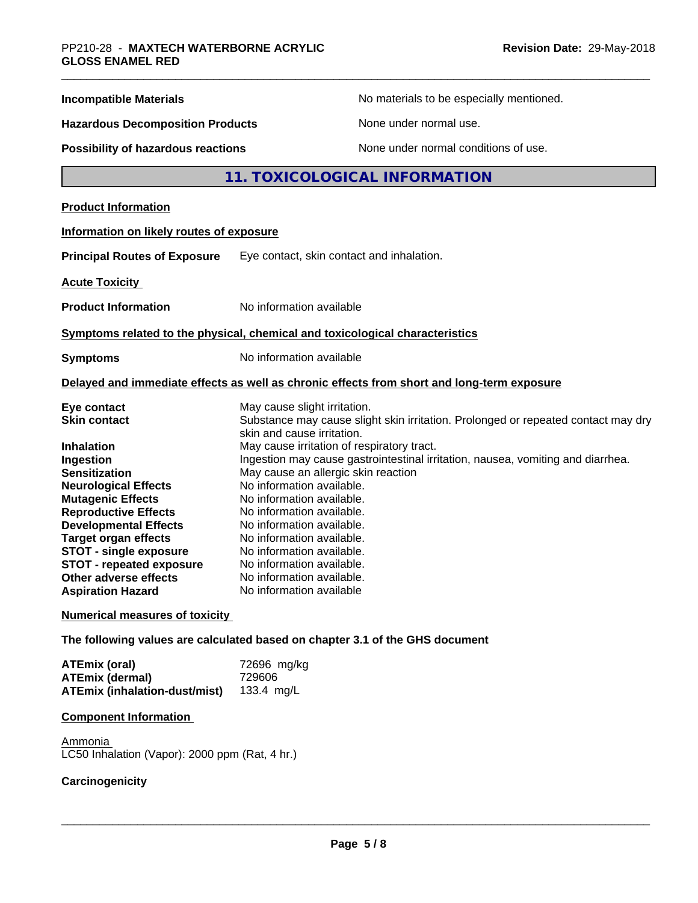| | |
|---|---|
| **Incompatible Materials** | No materials to be especially mentioned. |
| **Hazardous Decomposition Products** | None under normal use. |
| **Possibility of hazardous reactions** | None under normal conditions of use. |

## 11. TOXICOLOGICAL INFORMATION

**Product Information**

**Information on likely routes of exposure**

**Principal Routes of Exposure** Eye contact, skin contact and inhalation.

**Acute Toxicity**

**Product Information** No information available

**Symptoms related to the physical, chemical and toxicological characteristics**

**Symptoms** No information available

**Delayed and immediate effects as well as chronic effects from short and long-term exposure**

| | |
|---|---|
| **Eye contact** | May cause slight irritation. |
| **Skin contact** | Substance may cause slight skin irritation. Prolonged or repeated contact may dry skin and cause irritation. |
| **Inhalation** | May cause irritation of respiratory tract. |
| **Ingestion** | Ingestion may cause gastrointestinal irritation, nausea, vomiting and diarrhea. |
| **Sensitization** | May cause an allergic skin reaction |
| **Neurological Effects** | No information available. |
| **Mutagenic Effects** | No information available. |
| **Reproductive Effects** | No information available. |
| **Developmental Effects** | No information available. |
| **Target organ effects** | No information available. |
| **STOT - single exposure** | No information available. |
| **STOT - repeated exposure** | No information available. |
| **Other adverse effects** | No information available. |
| **Aspiration Hazard** | No information available |

**Numerical measures of toxicity**

**The following values are calculated based on chapter 3.1 of the GHS document**

| | |
|---|---|
| **ATEmix (oral)** | 72696 mg/kg |
| **ATEmix (dermal)** | 729606 |
| **ATEmix (inhalation-dust/mist)** | 133.4 mg/L |

**Component Information**

Ammonia
LC50 Inhalation (Vapor): 2000 ppm (Rat, 4 hr.)

**Carcinogenicity**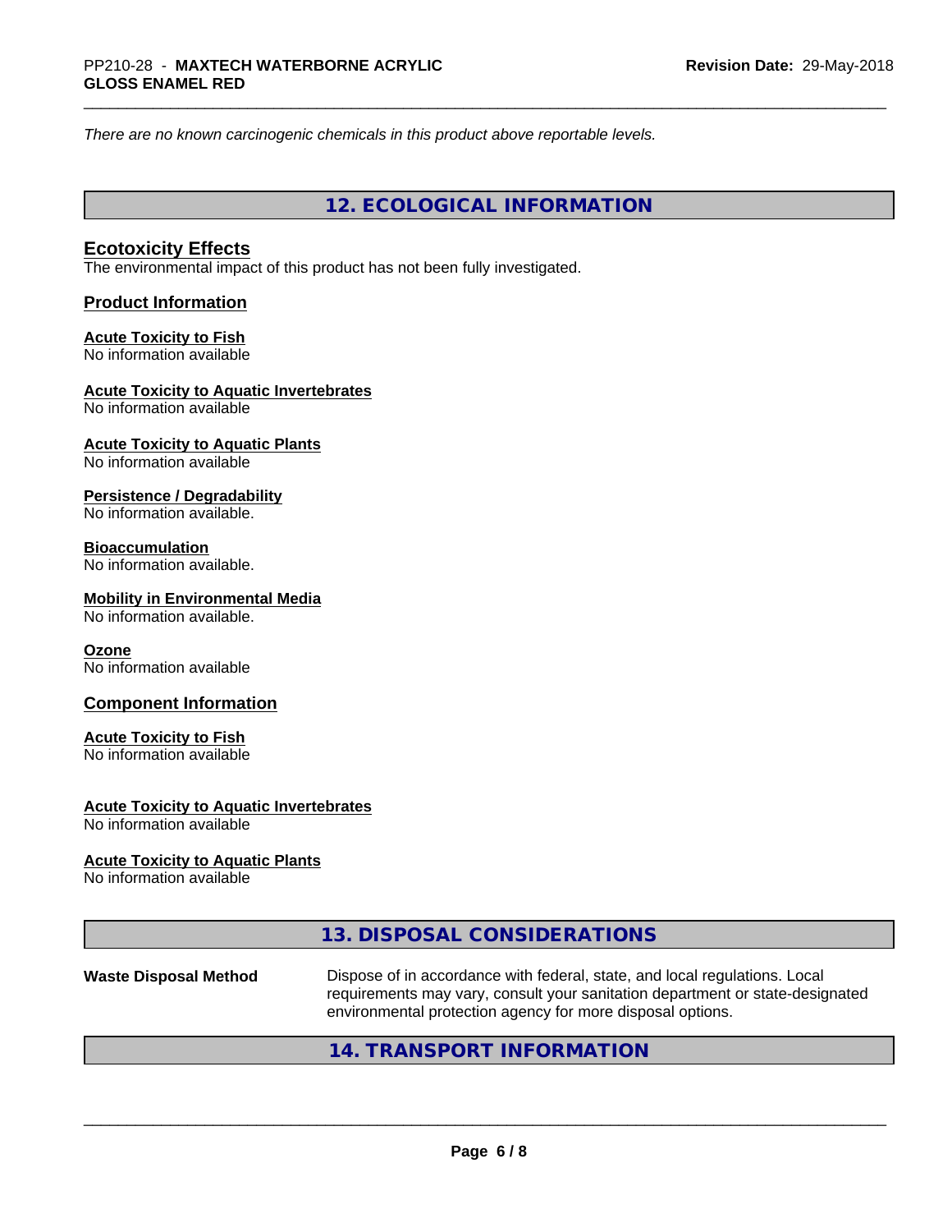*There are no known carcinogenic chemicals in this product above reportable levels.*

## 12. ECOLOGICAL INFORMATION

### Ecotoxicity Effects
The environmental impact of this product has not been fully investigated.

### Product Information

**Acute Toxicity to Fish**
No information available

**Acute Toxicity to Aquatic Invertebrates**
No information available

**Acute Toxicity to Aquatic Plants**
No information available

**Persistence / Degradability**
No information available.

**Bioaccumulation**
No information available.

**Mobility in Environmental Media**
No information available.

**Ozone**
No information available

### Component Information

**Acute Toxicity to Fish**
No information available

**Acute Toxicity to Aquatic Invertebrates**
No information available

**Acute Toxicity to Aquatic Plants**
No information available

## 13. DISPOSAL CONSIDERATIONS

**Waste Disposal Method** Dispose of in accordance with federal, state, and local regulations. Local requirements may vary, consult your sanitation department or state-designated environmental protection agency for more disposal options.

## 14. TRANSPORT INFORMATION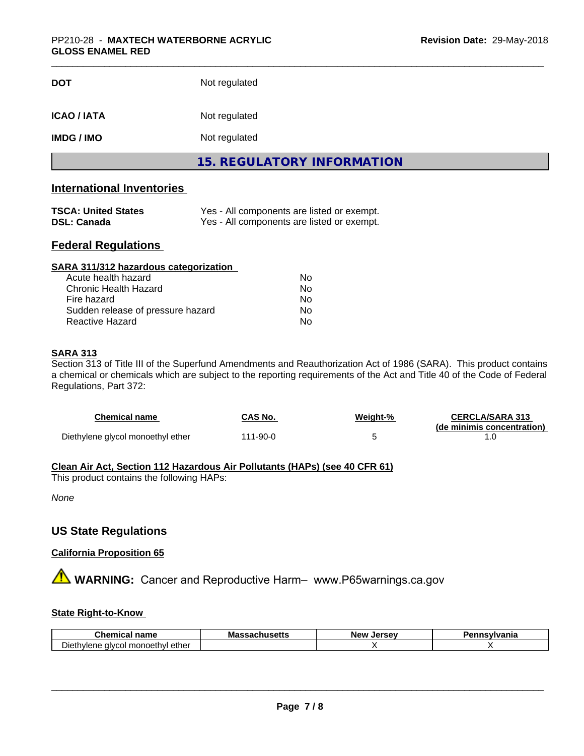| | |
|---|---|
| **DOT** | Not regulated |
| **ICAO / IATA** | Not regulated |
| **IMDG / IMO** | Not regulated |

## 15. REGULATORY INFORMATION

### International Inventories

| | |
|---|---|
| **TSCA: United States** | Yes - All components are listed or exempt. |
| **DSL: Canada** | Yes - All components are listed or exempt. |

### Federal Regulations

**SARA 311/312 hazardous categorization**

| | |
|---|---|
| Acute health hazard | No |
| Chronic Health Hazard | No |
| Fire hazard | No |
| Sudden release of pressure hazard | No |
| Reactive Hazard | No |

**SARA 313**

Section 313 of Title III of the Superfund Amendments and Reauthorization Act of 1986 (SARA). This product contains a chemical or chemicals which are subject to the reporting requirements of the Act and Title 40 of the Code of Federal Regulations, Part 372:

| Chemical name | CAS No. | Weight-% | CERCLA/SARA 313 (de minimis concentration) |
|---|---|---|---|
| Diethylene glycol monoethyl ether | 111-90-0 | 5 | 1.0 |

**Clean Air Act, Section 112 Hazardous Air Pollutants (HAPs) (see 40 CFR 61)**

This product contains the following HAPs:

*None*

### US State Regulations

**California Proposition 65**

⚠ **WARNING:** Cancer and Reproductive Harm– www.P65warnings.ca.gov

**State Right-to-Know**

| Chemical name | Massachusetts | New Jersey | Pennsylvania |
|---|---|---|---|
| Diethylene glycol monoethyl ether | | X | X |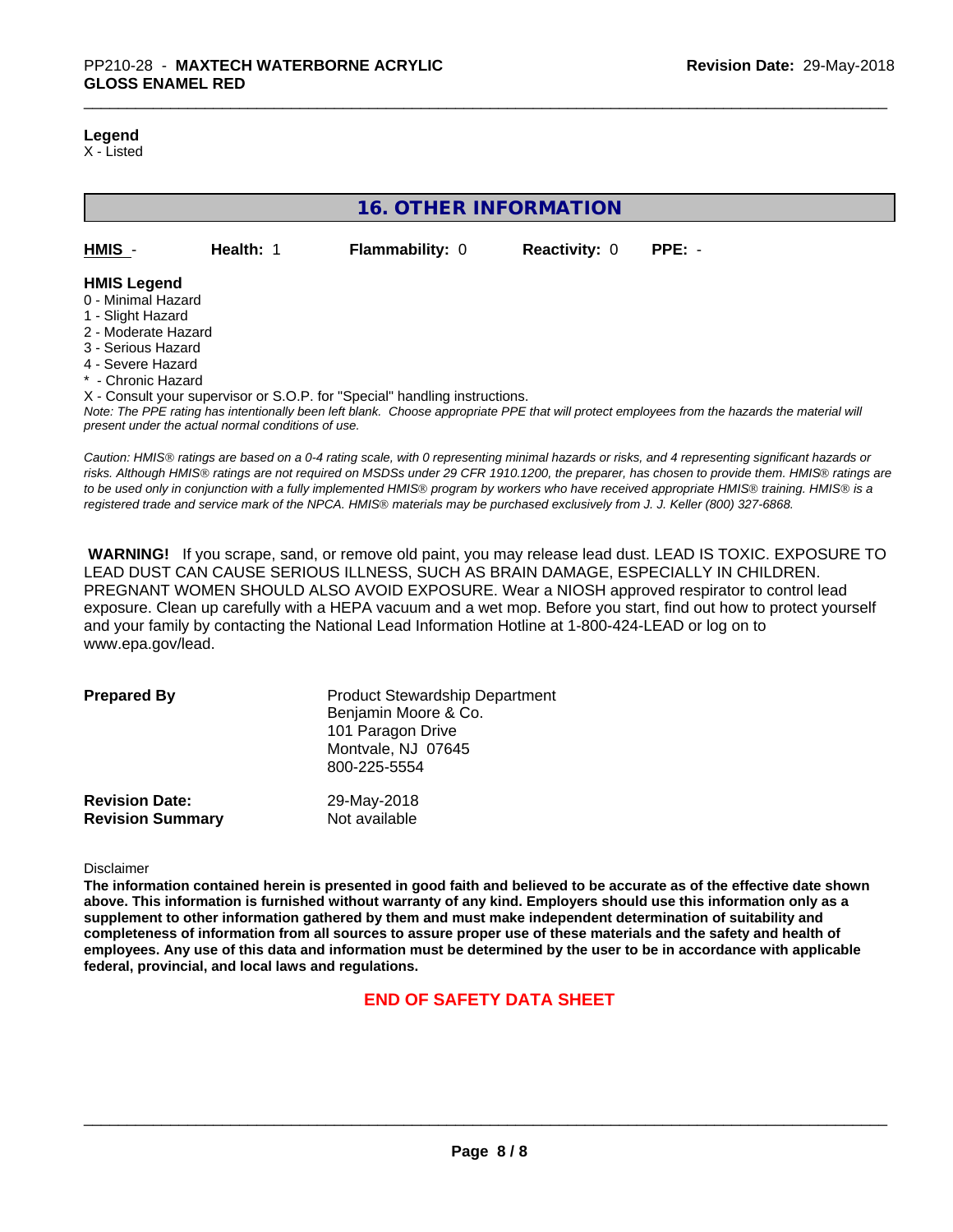**Legend**
X - Listed

## 16. OTHER INFORMATION

| HMIS - | Health: 1 | Flammability: 0 | Reactivity: 0 | PPE: - |
|---|---|---|---|---|

**HMIS Legend**
0 - Minimal Hazard
1 - Slight Hazard
2 - Moderate Hazard
3 - Serious Hazard
4 - Severe Hazard
* - Chronic Hazard
X - Consult your supervisor or S.O.P. for "Special" handling instructions.

*Note: The PPE rating has intentionally been left blank. Choose appropriate PPE that will protect employees from the hazards the material will present under the actual normal conditions of use.*

*Caution: HMIS® ratings are based on a 0-4 rating scale, with 0 representing minimal hazards or risks, and 4 representing significant hazards or risks. Although HMIS® ratings are not required on MSDSs under 29 CFR 1910.1200, the preparer, has chosen to provide them. HMIS® ratings are to be used only in conjunction with a fully implemented HMIS® program by workers who have received appropriate HMIS® training. HMIS® is a registered trade and service mark of the NPCA. HMIS® materials may be purchased exclusively from J. J. Keller (800) 327-6868.*

**WARNING!** If you scrape, sand, or remove old paint, you may release lead dust. LEAD IS TOXIC. EXPOSURE TO LEAD DUST CAN CAUSE SERIOUS ILLNESS, SUCH AS BRAIN DAMAGE, ESPECIALLY IN CHILDREN. PREGNANT WOMEN SHOULD ALSO AVOID EXPOSURE. Wear a NIOSH approved respirator to control lead exposure. Clean up carefully with a HEPA vacuum and a wet mop. Before you start, find out how to protect yourself and your family by contacting the National Lead Information Hotline at 1-800-424-LEAD or log on to www.epa.gov/lead.

| | |
|---|---|
| **Prepared By** | Product Stewardship Department<br>Benjamin Moore & Co.<br>101 Paragon Drive<br>Montvale, NJ 07645<br>800-225-5554 |
| **Revision Date:** | 29-May-2018 |
| **Revision Summary** | Not available |

Disclaimer

**The information contained herein is presented in good faith and believed to be accurate as of the effective date shown above. This information is furnished without warranty of any kind. Employers should use this information only as a supplement to other information gathered by them and must make independent determination of suitability and completeness of information from all sources to assure proper use of these materials and the safety and health of employees. Any use of this data and information must be determined by the user to be in accordance with applicable federal, provincial, and local laws and regulations.**

**END OF SAFETY DATA SHEET**